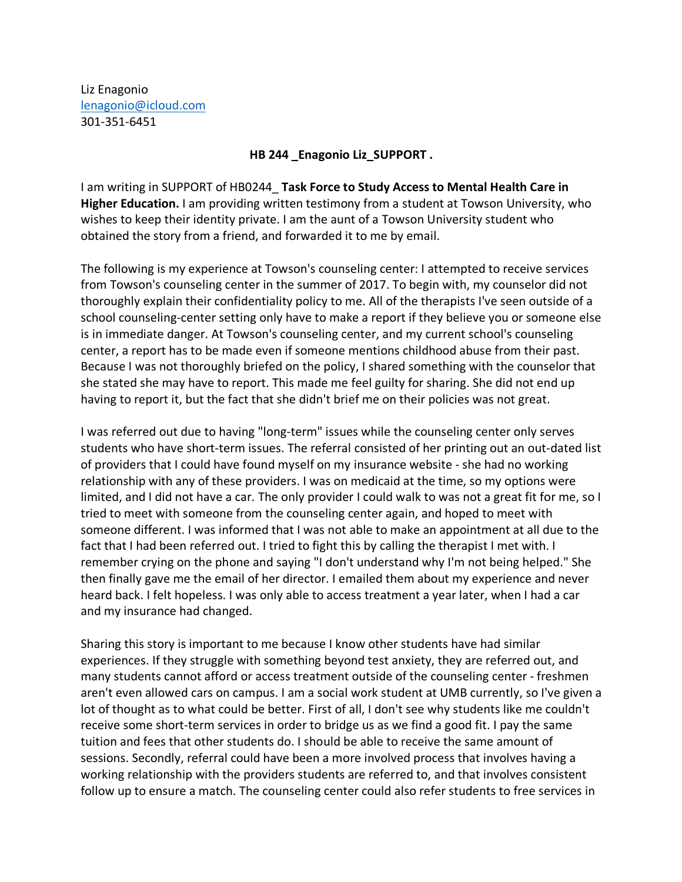Liz Enagonio
lenagonio@icloud.com
301-351-6451

**HB 244 _Enagonio Liz_SUPPORT .**

I am writing in SUPPORT of HB0244_ **Task Force to Study Access to Mental Health Care in Higher Education.** I am providing written testimony from a student at Towson University, who wishes to keep their identity private. I am the aunt of a Towson University student who obtained the story from a friend, and forwarded it to me by email.

The following is my experience at Towson's counseling center: I attempted to receive services from Towson's counseling center in the summer of 2017. To begin with, my counselor did not thoroughly explain their confidentiality policy to me. All of the therapists I've seen outside of a school counseling-center setting only have to make a report if they believe you or someone else is in immediate danger. At Towson's counseling center, and my current school's counseling center, a report has to be made even if someone mentions childhood abuse from their past. Because I was not thoroughly briefed on the policy, I shared something with the counselor that she stated she may have to report. This made me feel guilty for sharing. She did not end up having to report it, but the fact that she didn't brief me on their policies was not great.

I was referred out due to having "long-term" issues while the counseling center only serves students who have short-term issues. The referral consisted of her printing out an out-dated list of providers that I could have found myself on my insurance website - she had no working relationship with any of these providers. I was on medicaid at the time, so my options were limited, and I did not have a car. The only provider I could walk to was not a great fit for me, so I tried to meet with someone from the counseling center again, and hoped to meet with someone different. I was informed that I was not able to make an appointment at all due to the fact that I had been referred out. I tried to fight this by calling the therapist I met with. I remember crying on the phone and saying "I don't understand why I'm not being helped." She then finally gave me the email of her director. I emailed them about my experience and never heard back. I felt hopeless. I was only able to access treatment a year later, when I had a car and my insurance had changed.

Sharing this story is important to me because I know other students have had similar experiences. If they struggle with something beyond test anxiety, they are referred out, and many students cannot afford or access treatment outside of the counseling center - freshmen aren't even allowed cars on campus. I am a social work student at UMB currently, so I've given a lot of thought as to what could be better. First of all, I don't see why students like me couldn't receive some short-term services in order to bridge us as we find a good fit. I pay the same tuition and fees that other students do. I should be able to receive the same amount of sessions. Secondly, referral could have been a more involved process that involves having a working relationship with the providers students are referred to, and that involves consistent follow up to ensure a match. The counseling center could also refer students to free services in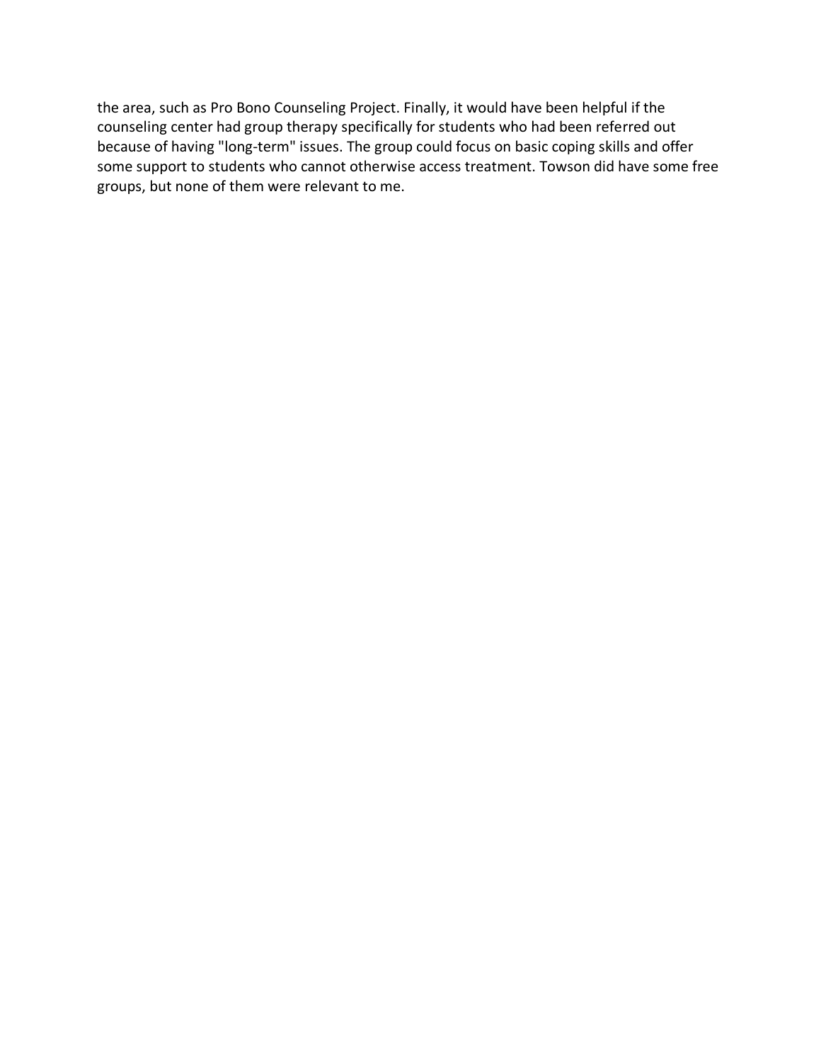the area, such as Pro Bono Counseling Project. Finally, it would have been helpful if the counseling center had group therapy specifically for students who had been referred out because of having "long-term" issues. The group could focus on basic coping skills and offer some support to students who cannot otherwise access treatment. Towson did have some free groups, but none of them were relevant to me.